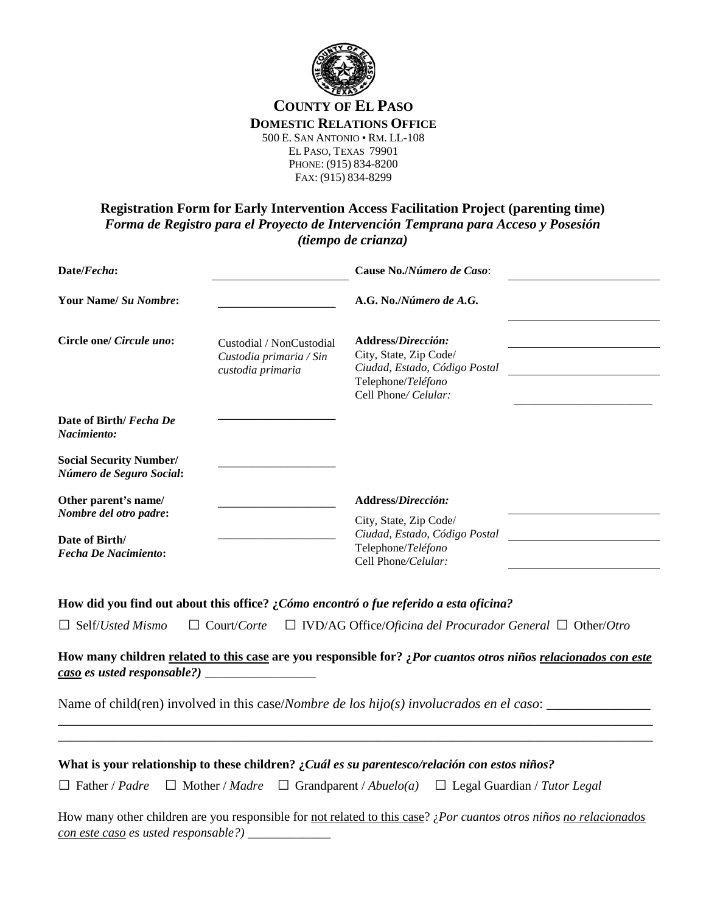**COUNTY OF EL PASO**
**DOMESTIC RELATIONS OFFICE**
500 E. SAN ANTONIO • RM. LL-108
EL PASO, TEXAS 79901
PHONE: (915) 834-8200
FAX: (915) 834-8299

## Registration Form for Early Intervention Access Facilitation Project (parenting time)
## *Forma de Registro para el Proyecto de Intervención Temprana para Acceso y Posesión (tiempo de crianza)*

**Date/*Fecha*:** ____________________ **Cause No./*Número de Caso*:** ____________________

**Your Name/ *Su Nombre*:** ____________________ **A.G. No./*Número de A.G.*** ____________________

**Circle one/ *Circule uno*:** Custodial / NonCustodial *Custodia primaria / Sin custodia primaria*

**Address/*Dirección:*** ____________________
City, State, Zip Code/ *Ciudad, Estado, Código Postal* ____________________
Telephone/*Teléfono* ____________________
Cell Phone*/ Celular:* ____________________

**Date of Birth/ *Fecha De Nacimiento:*** ____________________

**Social Security Number/ *Número de Seguro Social*:** ____________________

**Other parent's name/ *Nombre del otro padre*:** ____________________

**Date of Birth/ *Fecha De Nacimiento*:** ____________________

**Address/*Dirección:*** ____________________
City, State, Zip Code/ *Ciudad, Estado, Código Postal* ____________________
Telephone/*Teléfono*
Cell Phone*/Celular:* ____________________

**How did you find out about this office? *¿Cómo encontró o fue referido a esta oficina?***

☐ Self/*Usted Mismo* ☐ Court/*Corte* ☐ IVD/AG Office/*Oficina del Procurador General* ☐ Other/*Otro*

**How many children <u>related to this case</u> are you responsible for? *¿Por cuantos otros niños <u>relacionados con este caso</u> es usted responsable?)*** _________________

Name of child(ren) involved in this case/*Nombre de los hijo(s) involucrados en el caso*: _______________
_____________________________________________________________________________________
_____________________________________________________________________________________

**What is your relationship to these children? *¿Cuál es su parentesco/relación con estos niños?***

☐ Father / *Padre* ☐ Mother / *Madre* ☐ Grandparent / *Abuelo(a)* ☐ Legal Guardian / *Tutor Legal*

How many other children are you responsible for <u>not related to this case</u>? *¿Por cuantos otros niños <u>no relacionados con este caso</u> es usted responsable?)* _____________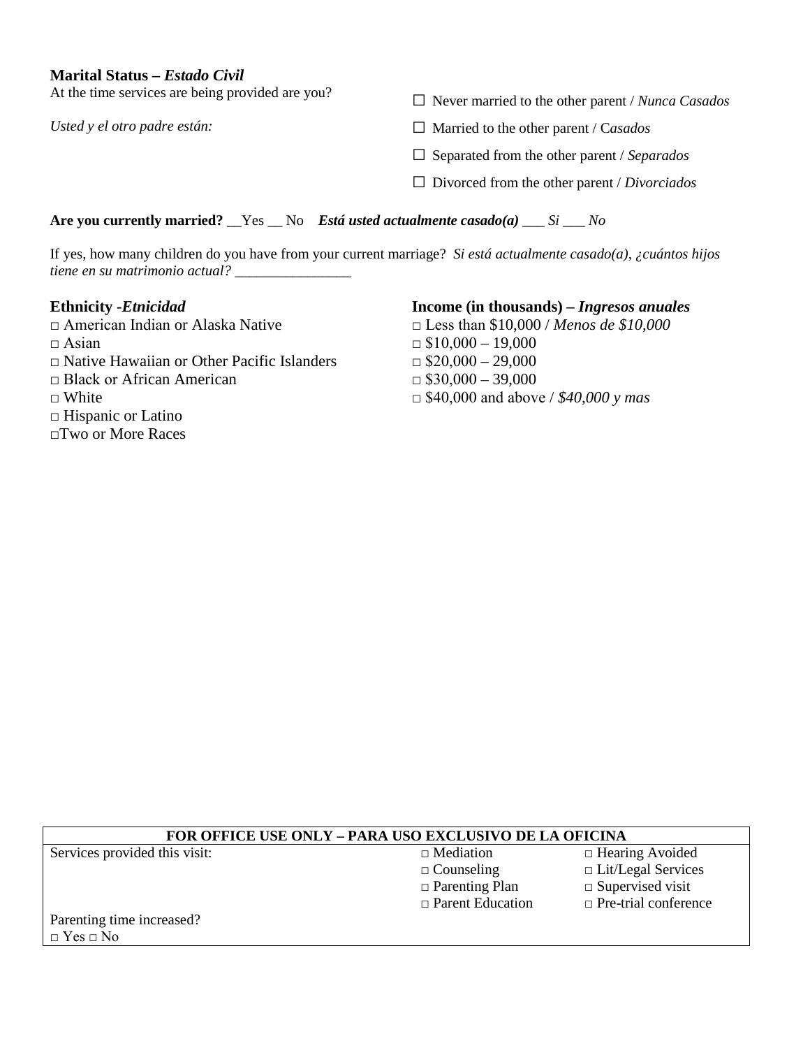**Marital Status –** ***Estado Civil***

At the time services are being provided are you?

*Usted y el otro padre están:*

☐ Never married to the other parent / *Nunca Casados*

☐ Married to the other parent / C*asados*

☐ Separated from the other parent / *Separados*

☐ Divorced from the other parent / *Divorciados*

**Are you currently married?** __Yes __ No ***Está usted actualmente casado(a)*** *___ Si ___ No*

If yes, how many children do you have from your current marriage? *Si está actualmente casado(a), ¿cuántos hijos tiene en su matrimonio actual?* ________________

**Ethnicity -*Etnicidad***

□ American Indian or Alaska Native
□ Asian
□ Native Hawaiian or Other Pacific Islanders
□ Black or African American
□ White
□ Hispanic or Latino
□Two or More Races

**Income (in thousands) –** ***Ingresos anuales***

□ Less than $10,000 / *Menos de $10,000*
□ $10,000 – 19,000
□ $20,000 – 29,000
□ $30,000 – 39,000
□ $40,000 and above / *$40,000 y mas*

| FOR OFFICE USE ONLY – PARA USO EXCLUSIVO DE LA OFICINA | | |
|---|---|---|
| Services provided this visit: | □ Mediation<br>□ Counseling<br>□ Parenting Plan<br>□ Parent Education | □ Hearing Avoided<br>□ Lit/Legal Services<br>□ Supervised visit<br>□ Pre-trial conference |
| Parenting time increased?<br>□ Yes □ No | | |